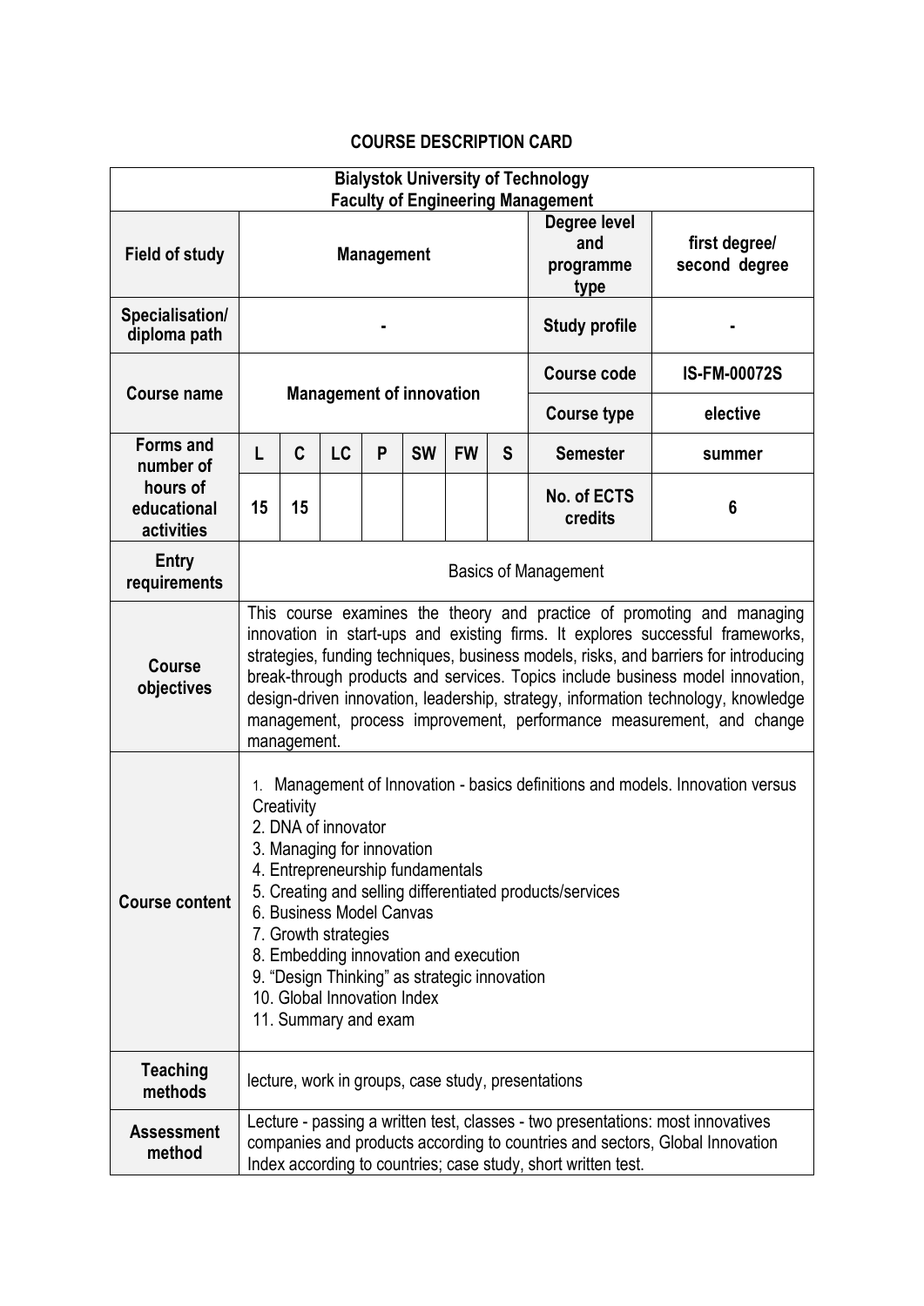# COURSE DESCRIPTION CARD

| Bialystok University of Technology<br>Faculty of Engineering Management | | | | | | | | | |
|---|---|---|---|---|---|---|---|---|---|
| **Field of study** | **Management** | | | | | | | **Degree level and programme type** | **first degree/ second degree** |
| **Specialisation/ diploma path** | **-** | | | | | | | **Study profile** | **-** |
| **Course name** | **Management of innovation** | | | | | | | **Course code** | **IS-FM-00072S** |
| | | | | | | | | **Course type** | **elective** |
| **Forms and number of hours of educational activities** | **L** | **C** | **LC** | **P** | **SW** | **FW** | **S** | **Semester** | **summer** |
| | **15** | **15** | | | | | | **No. of ECTS credits** | **6** |
| **Entry requirements** | Basics of Management | | | | | | | | |
| **Course objectives** | This course examines the theory and practice of promoting and managing innovation in start-ups and existing firms. It explores successful frameworks, strategies, funding techniques, business models, risks, and barriers for introducing break-through products and services. Topics include business model innovation, design-driven innovation, leadership, strategy, information technology, knowledge management, process improvement, performance measurement, and change management. | | | | | | | | |
| **Course content** | 1. Management of Innovation - basics definitions and models. Innovation versus Creativity<br>2. DNA of innovator<br>3. Managing for innovation<br>4. Entrepreneurship fundamentals<br>5. Creating and selling differentiated products/services<br>6. Business Model Canvas<br>7. Growth strategies<br>8. Embedding innovation and execution<br>9. "Design Thinking" as strategic innovation<br>10. Global Innovation Index<br>11. Summary and exam | | | | | | | | |
| **Teaching methods** | lecture, work in groups, case study, presentations | | | | | | | | |
| **Assessment method** | Lecture - passing a written test, classes - two presentations: most innovatives companies and products according to countries and sectors, Global Innovation Index according to countries; case study, short written test. | | | | | | | | |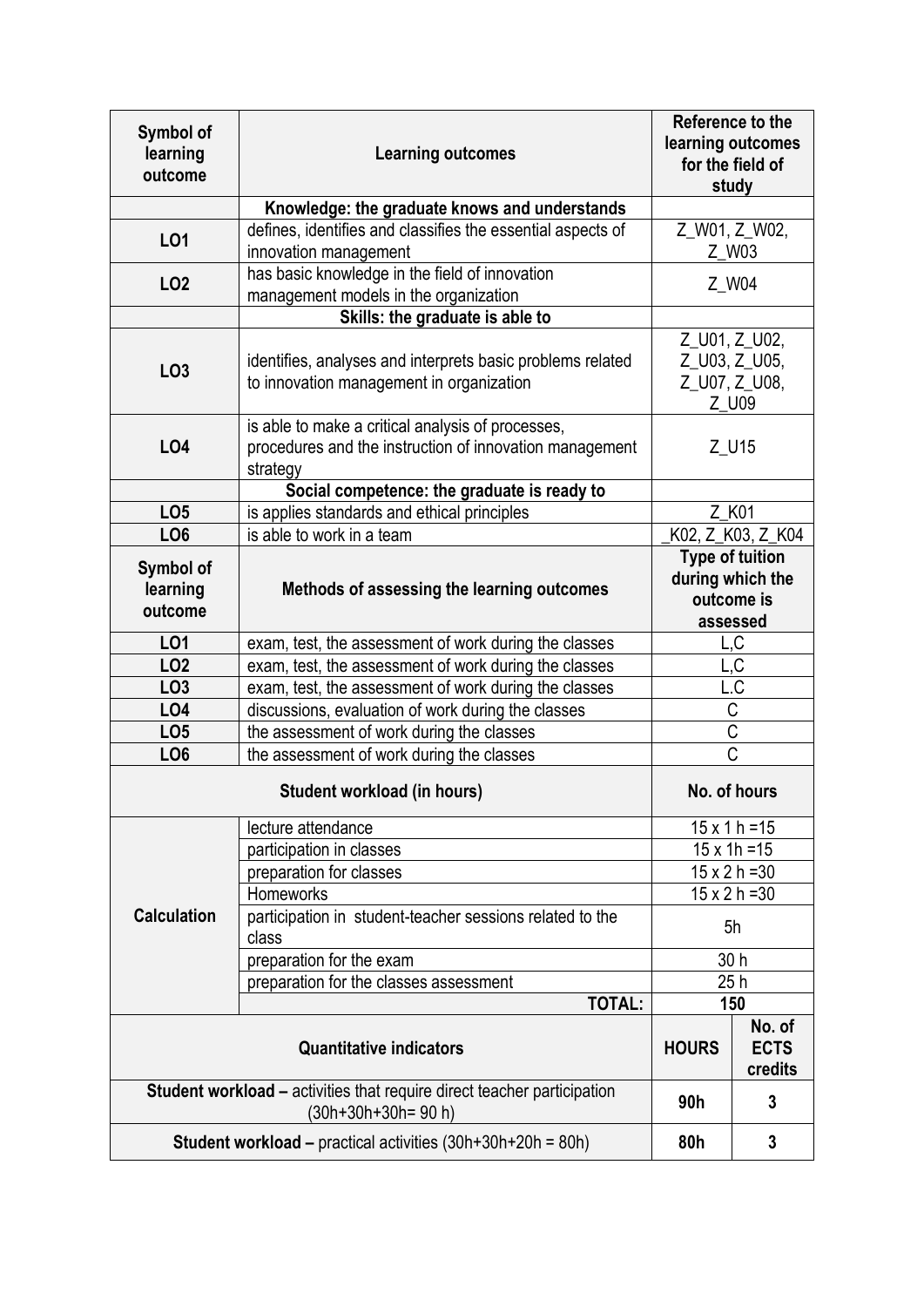| **Symbol of learning outcome** | **Learning outcomes** | **Reference to the learning outcomes for the field of study** |
|---|---|---|
| | **Knowledge: the graduate knows and understands** | |
| **LO1** | defines, identifies and classifies the essential aspects of innovation management | Z_W01, Z_W02, Z_W03 |
| **LO2** | has basic knowledge in the field of innovation management models in the organization | Z_W04 |
| | **Skills: the graduate is able to** | |
| **LO3** | identifies, analyses and interprets basic problems related to innovation management in organization | Z_U01, Z_U02, Z_U03, Z_U05, Z_U07, Z_U08, Z_U09 |
| **LO4** | is able to make a critical analysis of processes, procedures and the instruction of innovation management strategy | Z_U15 |
| | **Social competence: the graduate is ready to** | |
| **LO5** | is applies standards and ethical principles | Z_K01 |
| **LO6** | is able to work in a team | _K02, Z_K03, Z_K04 |

| **Symbol of learning outcome** | **Methods of assessing the learning outcomes** | **Type of tuition during which the outcome is assessed** |
|---|---|---|
| **LO1** | exam, test, the assessment of work during the classes | L,C |
| **LO2** | exam, test, the assessment of work during the classes | L,C |
| **LO3** | exam, test, the assessment of work during the classes | L.C |
| **LO4** | discussions, evaluation of work during the classes | C |
| **LO5** | the assessment of work during the classes | C |
| **LO6** | the assessment of work during the classes | C |

| **Student workload (in hours)** | | **No. of hours** |
|---|---|---|
| **Calculation** | lecture attendance | 15 x 1 h =15 |
| | participation in classes | 15 x 1h =15 |
| | preparation for classes | 15 x 2 h =30 |
| | Homeworks | 15 x 2 h =30 |
| | participation in student-teacher sessions related to the class | 5h |
| | preparation for the exam | 30 h |
| | preparation for the classes assessment | 25 h |
| | **TOTAL:** | **150** |

| **Quantitative indicators** | **HOURS** | **No. of ECTS credits** |
|---|---|---|
| **Student workload –** activities that require direct teacher participation (30h+30h+30h= 90 h) | **90h** | **3** |
| **Student workload –** practical activities (30h+30h+20h = 80h) | **80h** | **3** |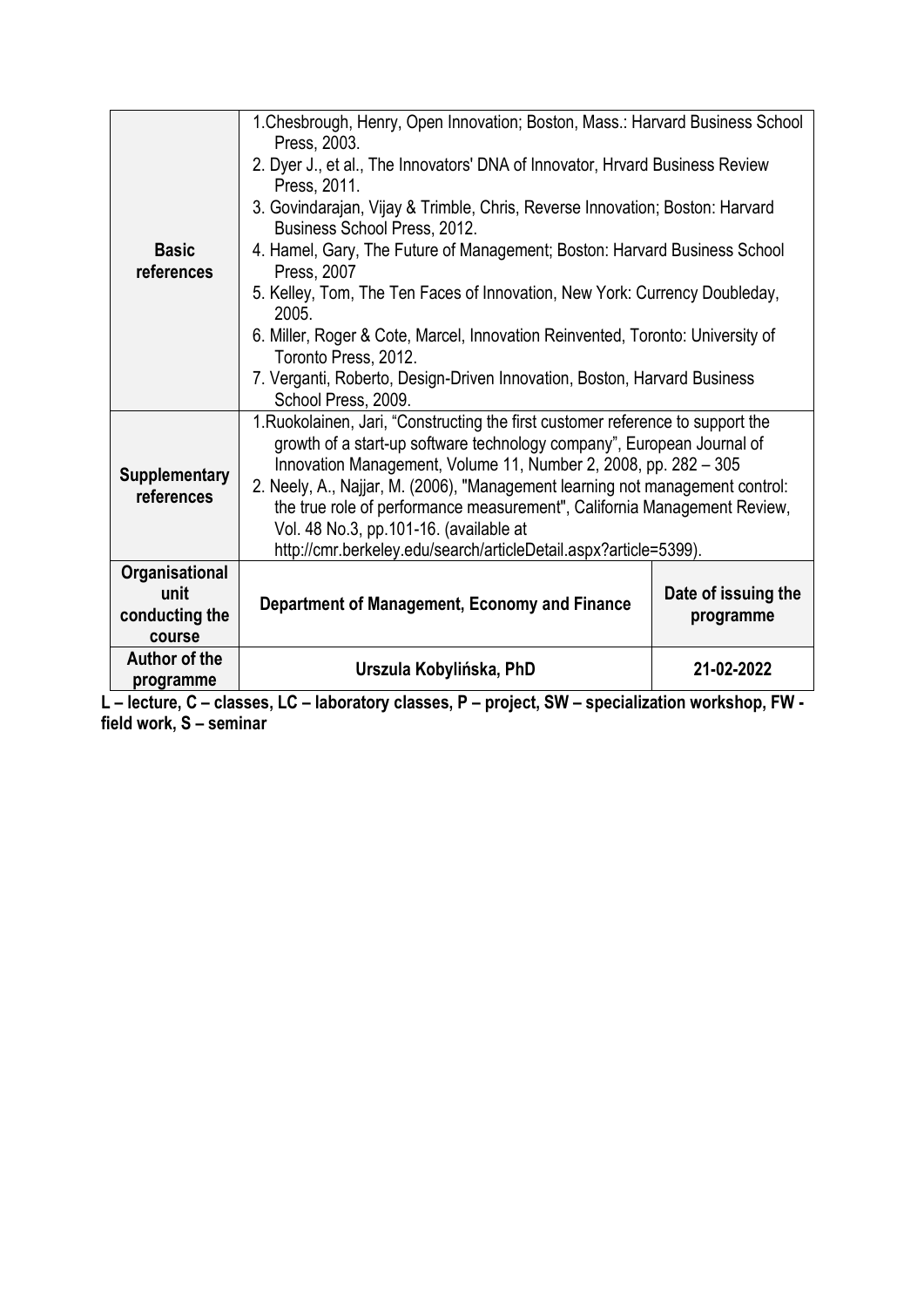| | | |
|---|---|---|
| **Basic references** | 1.Chesbrough, Henry, Open Innovation; Boston, Mass.: Harvard Business School Press, 2003.<br>2. Dyer J., et al., The Innovators' DNA of Innovator, Hrvard Business Review Press, 2011.<br>3. Govindarajan, Vijay & Trimble, Chris, Reverse Innovation; Boston: Harvard Business School Press, 2012.<br>4. Hamel, Gary, The Future of Management; Boston: Harvard Business School Press, 2007<br>5. Kelley, Tom, The Ten Faces of Innovation, New York: Currency Doubleday, 2005.<br>6. Miller, Roger & Cote, Marcel, Innovation Reinvented, Toronto: University of Toronto Press, 2012.<br>7. Verganti, Roberto, Design-Driven Innovation, Boston, Harvard Business School Press, 2009. | |
| **Supplementary references** | 1.Ruokolainen, Jari, "Constructing the first customer reference to support the growth of a start-up software technology company", European Journal of Innovation Management, Volume 11, Number 2, 2008, pp. 282 – 305<br>2. Neely, A., Najjar, M. (2006), "Management learning not management control: the true role of performance measurement", California Management Review, Vol. 48 No.3, pp.101-16. (available at http://cmr.berkeley.edu/search/articleDetail.aspx?article=5399). | |
| **Organisational unit conducting the course** | **Department of Management, Economy and Finance** | **Date of issuing the programme** |
| **Author of the programme** | **Urszula Kobylińska, PhD** | **21-02-2022** |

**L – lecture, C – classes, LC – laboratory classes, P – project, SW – specialization workshop, FW - field work, S – seminar**